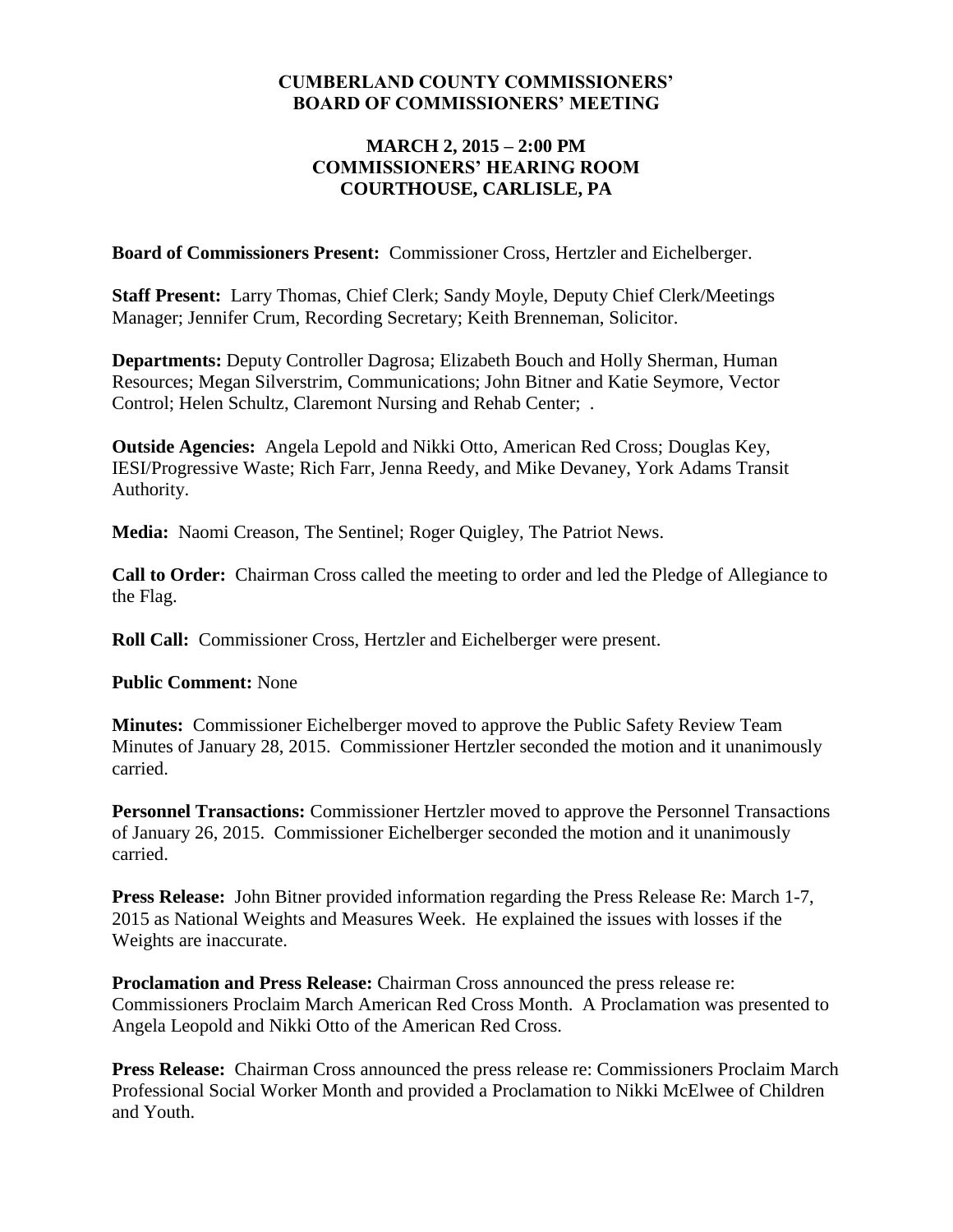**CUMBERLAND COUNTY COMMISSIONERS' BOARD OF COMMISSIONERS' MEETING**

**MARCH 2, 2015 – 2:00 PM COMMISSIONERS' HEARING ROOM COURTHOUSE, CARLISLE, PA**

**Board of Commissioners Present:** Commissioner Cross, Hertzler and Eichelberger.

**Staff Present:** Larry Thomas, Chief Clerk; Sandy Moyle, Deputy Chief Clerk/Meetings Manager; Jennifer Crum, Recording Secretary; Keith Brenneman, Solicitor.

**Departments:** Deputy Controller Dagrosa; Elizabeth Bouch and Holly Sherman, Human Resources; Megan Silverstrim, Communications; John Bitner and Katie Seymore, Vector Control; Helen Schultz, Claremont Nursing and Rehab Center; .

**Outside Agencies:** Angela Lepold and Nikki Otto, American Red Cross; Douglas Key, IESI/Progressive Waste; Rich Farr, Jenna Reedy, and Mike Devaney, York Adams Transit Authority.

**Media:** Naomi Creason, The Sentinel; Roger Quigley, The Patriot News.

**Call to Order:** Chairman Cross called the meeting to order and led the Pledge of Allegiance to the Flag.

**Roll Call:** Commissioner Cross, Hertzler and Eichelberger were present.

**Public Comment:** None

**Minutes:** Commissioner Eichelberger moved to approve the Public Safety Review Team Minutes of January 28, 2015. Commissioner Hertzler seconded the motion and it unanimously carried.

**Personnel Transactions:** Commissioner Hertzler moved to approve the Personnel Transactions of January 26, 2015. Commissioner Eichelberger seconded the motion and it unanimously carried.

**Press Release:** John Bitner provided information regarding the Press Release Re: March 1-7, 2015 as National Weights and Measures Week. He explained the issues with losses if the Weights are inaccurate.

**Proclamation and Press Release:** Chairman Cross announced the press release re: Commissioners Proclaim March American Red Cross Month. A Proclamation was presented to Angela Leopold and Nikki Otto of the American Red Cross.

**Press Release:** Chairman Cross announced the press release re: Commissioners Proclaim March Professional Social Worker Month and provided a Proclamation to Nikki McElwee of Children and Youth.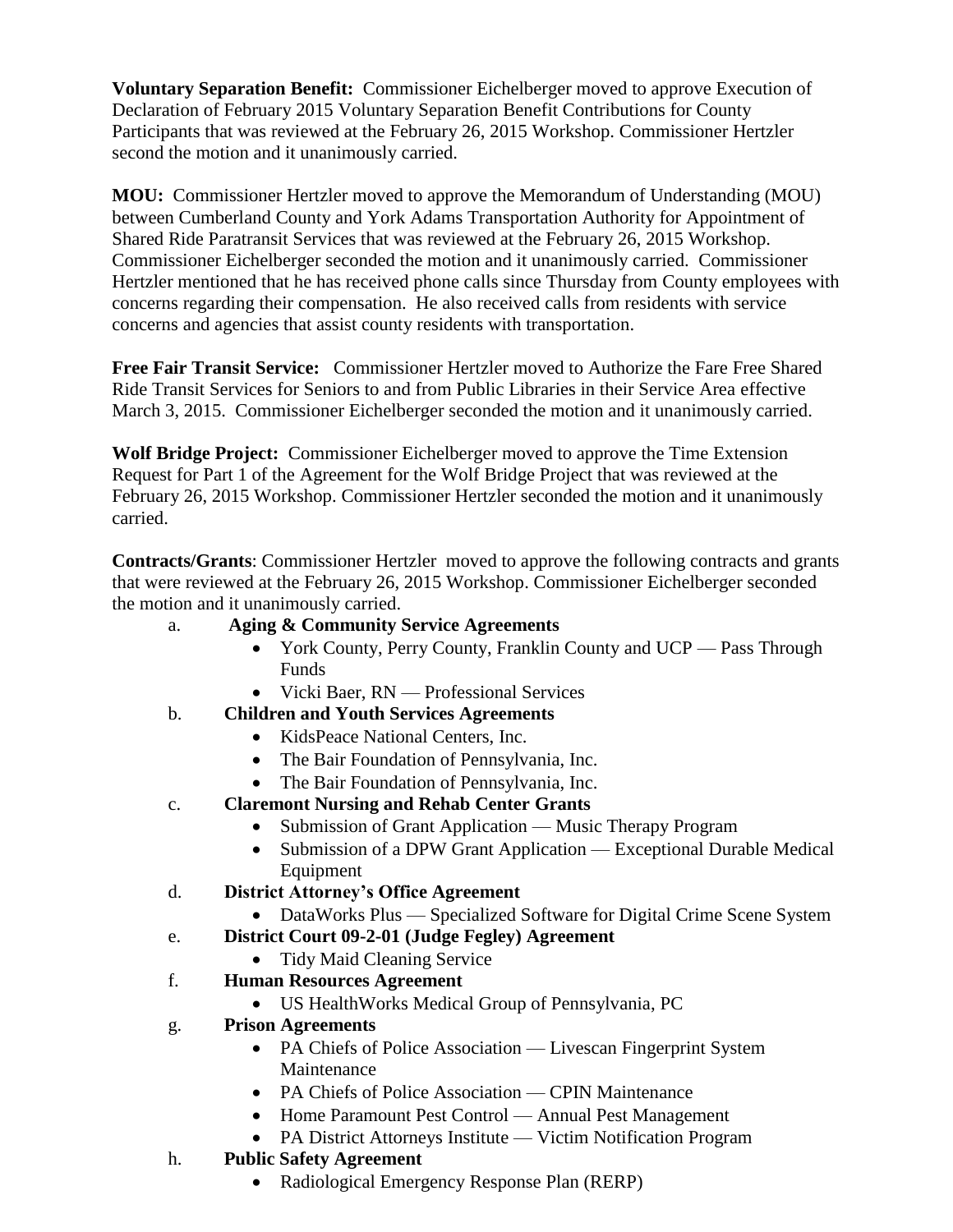**Voluntary Separation Benefit:** Commissioner Eichelberger moved to approve Execution of Declaration of February 2015 Voluntary Separation Benefit Contributions for County Participants that was reviewed at the February 26, 2015 Workshop. Commissioner Hertzler second the motion and it unanimously carried.

**MOU:** Commissioner Hertzler moved to approve the Memorandum of Understanding (MOU) between Cumberland County and York Adams Transportation Authority for Appointment of Shared Ride Paratransit Services that was reviewed at the February 26, 2015 Workshop. Commissioner Eichelberger seconded the motion and it unanimously carried. Commissioner Hertzler mentioned that he has received phone calls since Thursday from County employees with concerns regarding their compensation. He also received calls from residents with service concerns and agencies that assist county residents with transportation.

**Free Fair Transit Service:** Commissioner Hertzler moved to Authorize the Fare Free Shared Ride Transit Services for Seniors to and from Public Libraries in their Service Area effective March 3, 2015. Commissioner Eichelberger seconded the motion and it unanimously carried.

**Wolf Bridge Project:** Commissioner Eichelberger moved to approve the Time Extension Request for Part 1 of the Agreement for the Wolf Bridge Project that was reviewed at the February 26, 2015 Workshop. Commissioner Hertzler seconded the motion and it unanimously carried.

**Contracts/Grants**: Commissioner Hertzler moved to approve the following contracts and grants that were reviewed at the February 26, 2015 Workshop. Commissioner Eichelberger seconded the motion and it unanimously carried.

a. **Aging & Community Service Agreements**
   - York County, Perry County, Franklin County and UCP — Pass Through Funds
   - Vicki Baer, RN — Professional Services

b. **Children and Youth Services Agreements**
   - KidsPeace National Centers, Inc.
   - The Bair Foundation of Pennsylvania, Inc.
   - The Bair Foundation of Pennsylvania, Inc.

c. **Claremont Nursing and Rehab Center Grants**
   - Submission of Grant Application — Music Therapy Program
   - Submission of a DPW Grant Application — Exceptional Durable Medical Equipment

d. **District Attorney's Office Agreement**
   - DataWorks Plus — Specialized Software for Digital Crime Scene System

e. **District Court 09-2-01 (Judge Fegley) Agreement**
   - Tidy Maid Cleaning Service

f. **Human Resources Agreement**
   - US HealthWorks Medical Group of Pennsylvania, PC

g. **Prison Agreements**
   - PA Chiefs of Police Association — Livescan Fingerprint System Maintenance
   - PA Chiefs of Police Association — CPIN Maintenance
   - Home Paramount Pest Control — Annual Pest Management
   - PA District Attorneys Institute — Victim Notification Program

h. **Public Safety Agreement**
   - Radiological Emergency Response Plan (RERP)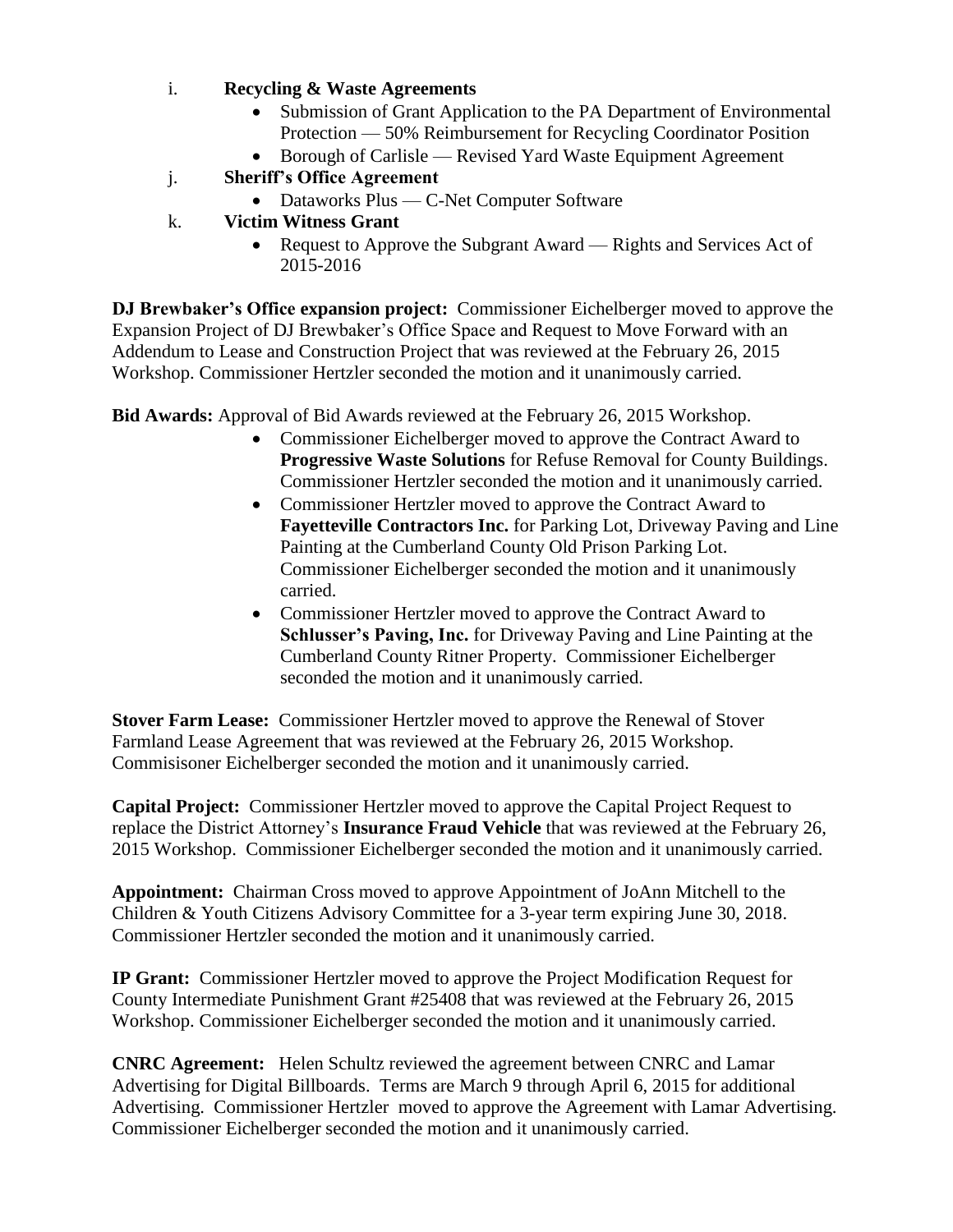i. **Recycling & Waste Agreements**
   - Submission of Grant Application to the PA Department of Environmental Protection — 50% Reimbursement for Recycling Coordinator Position
   - Borough of Carlisle — Revised Yard Waste Equipment Agreement

j. **Sheriff's Office Agreement**
   - Dataworks Plus — C-Net Computer Software

k. **Victim Witness Grant**
   - Request to Approve the Subgrant Award — Rights and Services Act of 2015-2016

**DJ Brewbaker's Office expansion project:** Commissioner Eichelberger moved to approve the Expansion Project of DJ Brewbaker's Office Space and Request to Move Forward with an Addendum to Lease and Construction Project that was reviewed at the February 26, 2015 Workshop. Commissioner Hertzler seconded the motion and it unanimously carried.

**Bid Awards:** Approval of Bid Awards reviewed at the February 26, 2015 Workshop.

- Commissioner Eichelberger moved to approve the Contract Award to **Progressive Waste Solutions** for Refuse Removal for County Buildings. Commissioner Hertzler seconded the motion and it unanimously carried.
- Commissioner Hertzler moved to approve the Contract Award to **Fayetteville Contractors Inc.** for Parking Lot, Driveway Paving and Line Painting at the Cumberland County Old Prison Parking Lot. Commissioner Eichelberger seconded the motion and it unanimously carried.
- Commissioner Hertzler moved to approve the Contract Award to **Schlusser's Paving, Inc.** for Driveway Paving and Line Painting at the Cumberland County Ritner Property. Commissioner Eichelberger seconded the motion and it unanimously carried.

**Stover Farm Lease:** Commissioner Hertzler moved to approve the Renewal of Stover Farmland Lease Agreement that was reviewed at the February 26, 2015 Workshop. Commisisoner Eichelberger seconded the motion and it unanimously carried.

**Capital Project:** Commissioner Hertzler moved to approve the Capital Project Request to replace the District Attorney's **Insurance Fraud Vehicle** that was reviewed at the February 26, 2015 Workshop. Commissioner Eichelberger seconded the motion and it unanimously carried.

**Appointment:** Chairman Cross moved to approve Appointment of JoAnn Mitchell to the Children & Youth Citizens Advisory Committee for a 3-year term expiring June 30, 2018. Commissioner Hertzler seconded the motion and it unanimously carried.

**IP Grant:** Commissioner Hertzler moved to approve the Project Modification Request for County Intermediate Punishment Grant #25408 that was reviewed at the February 26, 2015 Workshop. Commissioner Eichelberger seconded the motion and it unanimously carried.

**CNRC Agreement:** Helen Schultz reviewed the agreement between CNRC and Lamar Advertising for Digital Billboards. Terms are March 9 through April 6, 2015 for additional Advertising. Commissioner Hertzler moved to approve the Agreement with Lamar Advertising. Commissioner Eichelberger seconded the motion and it unanimously carried.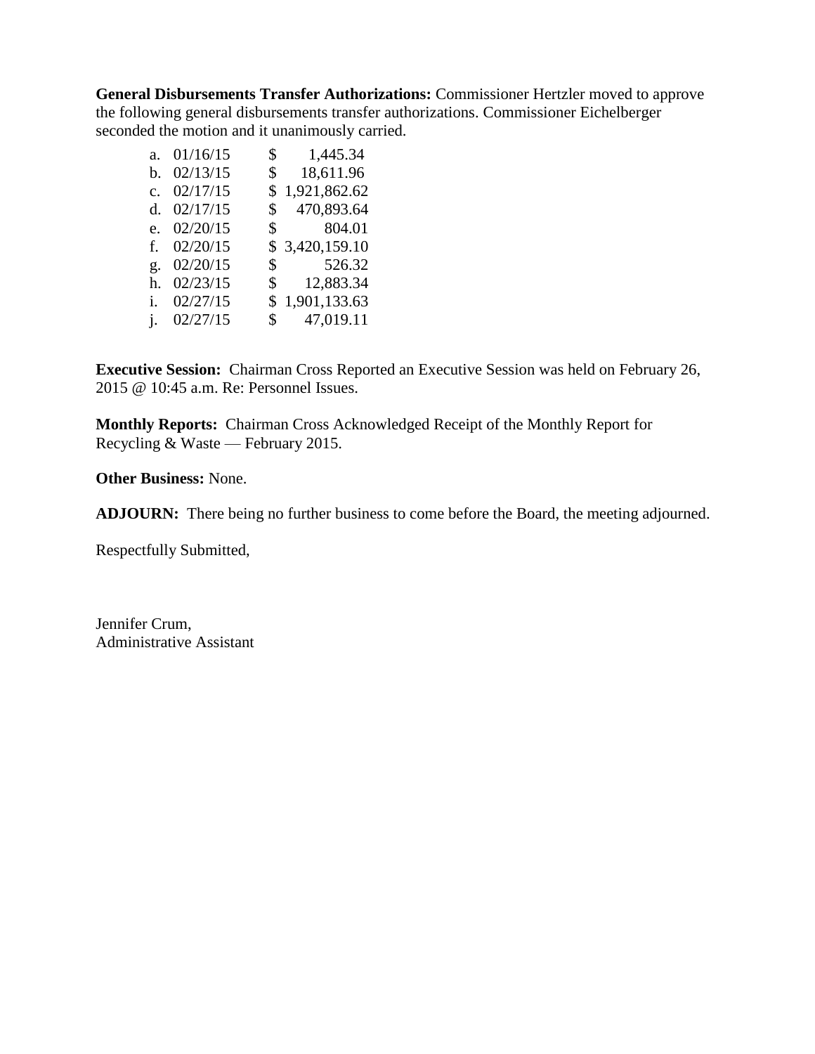**General Disbursements Transfer Authorizations:** Commissioner Hertzler moved to approve the following general disbursements transfer authorizations. Commissioner Eichelberger seconded the motion and it unanimously carried.

a. 01/16/15 $ 1,445.34
b. 02/13/15 $ 18,611.96
c. 02/17/15 $ 1,921,862.62
d. 02/17/15 $ 470,893.64
e. 02/20/15 $ 804.01
f. 02/20/15 $ 3,420,159.10
g. 02/20/15 $ 526.32
h. 02/23/15 $ 12,883.34
i. 02/27/15 $ 1,901,133.63
j. 02/27/15 $ 47,019.11

**Executive Session:** Chairman Cross Reported an Executive Session was held on February 26, 2015 @ 10:45 a.m. Re: Personnel Issues.

**Monthly Reports:** Chairman Cross Acknowledged Receipt of the Monthly Report for Recycling & Waste — February 2015.

**Other Business:** None.

**ADJOURN:** There being no further business to come before the Board, the meeting adjourned.

Respectfully Submitted,

Jennifer Crum,
Administrative Assistant